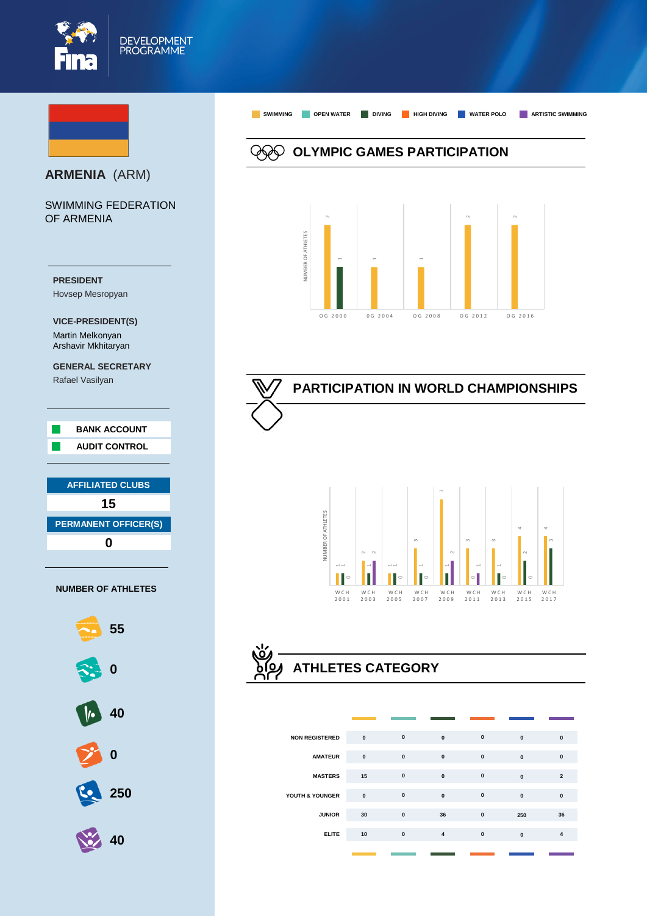FINA DEVELOPMENT PROGRAMME

# ARMENIA (ARM)

## SWIMMING FEDERATION OF ARMENIA

**PRESIDENT**
Hovsep Mesropyan

**VICE-PRESIDENT(S)**
Martin Melkonyan
Arshavir Mkhitaryan

**GENERAL SECRETARY**
Rafael Vasilyan

- BANK ACCOUNT
- AUDIT CONTROL

| AFFILIATED CLUBS |
| --- |
| 15 |

| PERMANENT OFFICER(S) |
| --- |
| 0 |

**NUMBER OF ATHLETES**

| Discipline | Number |
| --- | --- |
| Swimming | 55 |
| Open Water | 0 |
| Diving | 40 |
| High Diving | 0 |
| Water Polo | 250 |
| Artistic Swimming | 40 |

SWIMMING | OPEN WATER | DIVING | HIGH DIVING | WATER POLO | ARTISTIC SWIMMING

## OLYMPIC GAMES PARTICIPATION

NUMBER OF ATHLETES

| | Swimming | Diving |
| --- | --- | --- |
| OG 2000 | 2 | 1 |
| OG 2004 | 1 | |
| OG 2008 | 1 | |
| OG 2012 | 2 | |
| OG 2016 | 2 | |

## PARTICIPATION IN WORLD CHAMPIONSHIPS

NUMBER OF ATHLETES

| | Swimming | Diving | Artistic Swimming |
| --- | --- | --- | --- |
| WCH 2001 | 1 | 1 | 0 |
| WCH 2003 | 2 | 1 | 2 |
| WCH 2005 | 1 | 1 | 0 |
| WCH 2007 | 3 | 1 | 0 |
| WCH 2009 | 7 | 1 | 2 |
| WCH 2011 | 3 | 0 | 1 |
| WCH 2013 | 3 | 1 | 0 |
| WCH 2015 | 4 | 2 | 0 |
| WCH 2017 | 4 | 3 | |

## ATHLETES CATEGORY

| | Swimming | Open Water | Diving | High Diving | Water Polo | Artistic Swimming |
| --- | --- | --- | --- | --- | --- | --- |
| NON REGISTERED | 0 | 0 | 0 | 0 | 0 | 0 |
| AMATEUR | 0 | 0 | 0 | 0 | 0 | 0 |
| MASTERS | 15 | 0 | 0 | 0 | 0 | 2 |
| YOUTH & YOUNGER | 0 | 0 | 0 | 0 | 0 | 0 |
| JUNIOR | 30 | 0 | 36 | 0 | 250 | 36 |
| ELITE | 10 | 0 | 4 | 0 | 0 | 4 |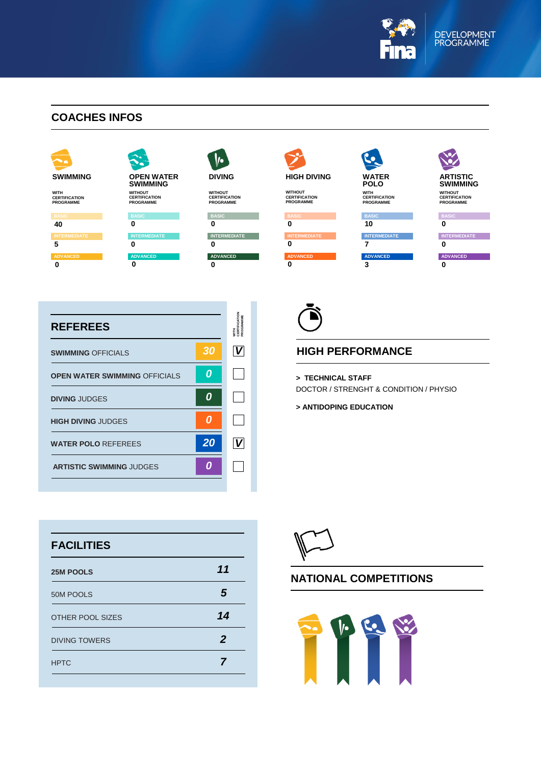DEVELOPMENT PROGRAMME

## COACHES INFOS

| | SWIMMING | OPEN WATER SWIMMING | DIVING | HIGH DIVING | WATER POLO | ARTISTIC SWIMMING |
|---|---|---|---|---|---|---|
| | WITH CERTIFICATION PROGRAMME | WITHOUT CERTIFICATION PROGRAMME | WITHOUT CERTIFICATION PROGRAMME | WITHOUT CERTIFICATION PROGRAMME | WITH CERTIFICATION PROGRAMME | WITHOUT CERTIFICATION PROGRAMME |
| BASIC | 40 | 0 | 0 | 0 | 10 | 0 |
| INTERMEDIATE | 5 | 0 | 0 | 0 | 7 | 0 |
| ADVANCED | 0 | 0 | 0 | 0 | 3 | 0 |

## REFEREES

| REFEREES | | WITH CERTIFICATION PROGRAMME |
|---|---|---|
| **SWIMMING** OFFICIALS | 30 | V |
| **OPEN WATER SWIMMING** OFFICIALS | 0 | |
| **DIVING** JUDGES | 0 | |
| **HIGH DIVING** JUDGES | 0 | |
| **WATER POLO** REFEREES | 20 | V |
| **ARTISTIC SWIMMING** JUDGES | 0 | |

## HIGH PERFORMANCE

**> TECHNICAL STAFF**
DOCTOR / STRENGHT & CONDITION / PHYSIO

**> ANTIDOPING EDUCATION**

## FACILITIES

| | |
|---|---|
| **25M POOLS** | 11 |
| 50M POOLS | 5 |
| OTHER POOL SIZES | 14 |
| DIVING TOWERS | 2 |
| HPTC | 7 |

## NATIONAL COMPETITIONS